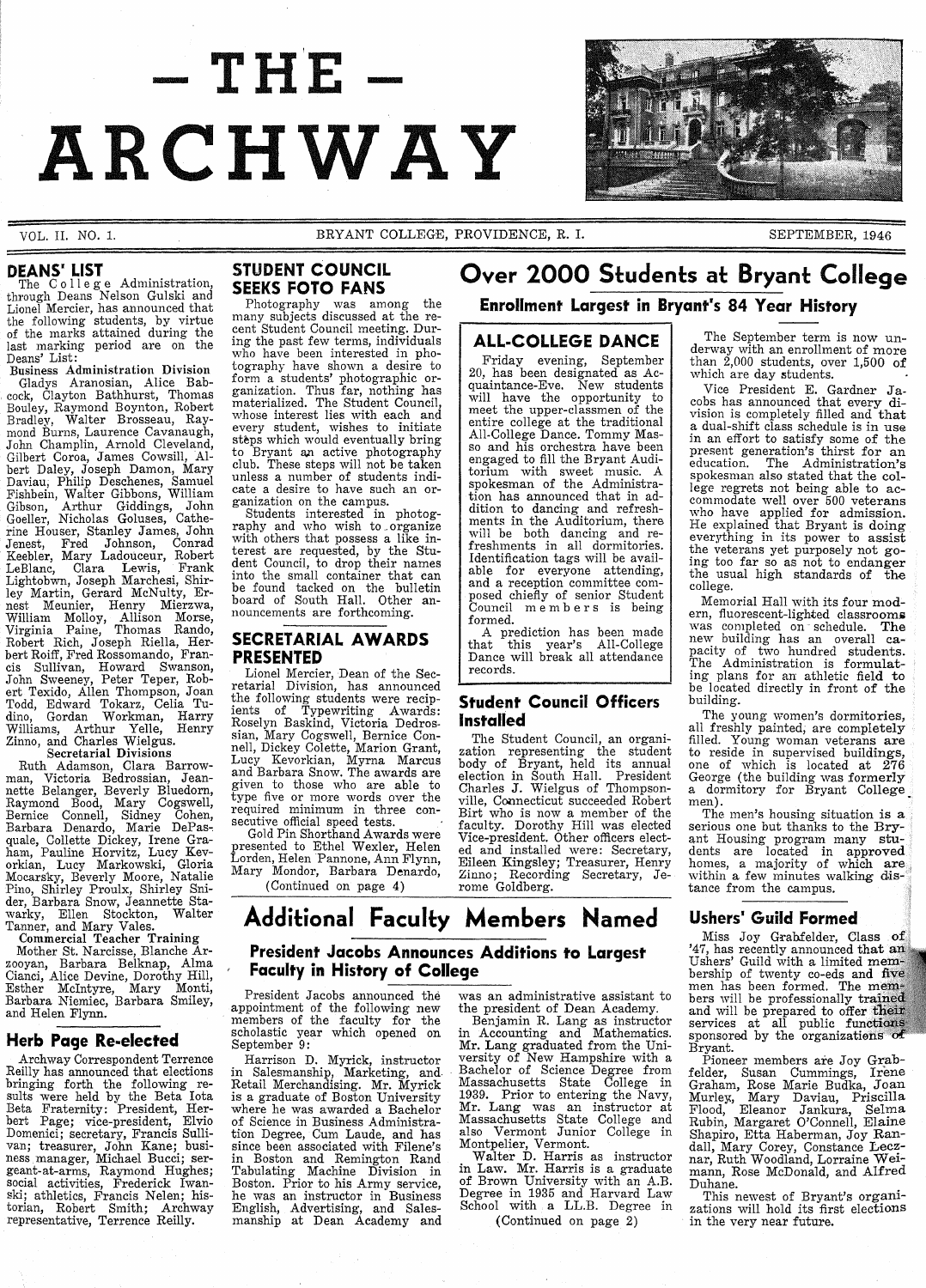# THE ARCHWAY

VOL. II. NO. 1. BRYANT COLLEGE, PROVIDENCE, R. I. SEPTEMBER, 1946

## DEANS' LIST

The College Administration, through Deans Nelson Gulski and Lionel Mercier, has announced that the following students, by virtue of the marks attained during the last marking period are on the Deans' List:

**Business Administration Division**

Gladys Aranosian, Alice Babcock, Clayton Bathhurst, Thomas Bouley, Raymond Boynton, Robert Bradley, Walter Brosseau, Raymond Burns, Laurence Cavanaugh, John Champlin, Arnold Cleveland, Gilbert Coroa, James Cowsill, Albert Daley, Joseph Damon, Mary Daviau, Philip Deschenes, Samuel Fishbein, Walter Gibbons, William Gibson, Arthur Giddings, John Goeller, Nicholas Goluses, Catherine Houser, Stanley James, John Jenest, Fred Johnson, Conrad Keebler, Mary Ladouceur, Robert LeBlanc, Clara Lewis, Frank Lightobwn, Joseph Marchesi, Shirley Martin, Gerard McNulty, Ernest Meunier, Henry Mierzwa, William Molloy, Allison Morse, Virginia Paine, Thomas Rando, Robert Rich, Joseph Riella, Herbert Roiff, Fred Rossomando, Francis Sullivan, Howard Swanson, John Sweeney, Peter Teper, Robert Texido, Allen Thompson, Joan Todd, Edward Tokarz, Celia Tudino, Gordan Workman, Harry Williams, Arthur Yelle, Henry Zinno, and Charles Wielgus.

**Secretarial Divisions**

Ruth Adamson, Clara Barrowman, Victoria Bedrossian, Jeannette Belanger, Beverly Bluedorn, Raymond Bood, Mary Cogswell, Bernice Connell, Sidney Cohen, Barbara Denardo, Marie DePasquale, Collette Dickey, Irene Graham, Pauline Horvitz, Lucy Kevorkian, Lucy Markowski, Gloria Mocarsky, Beverly Moore, Natalie Pino, Shirley Proulx, Shirley Snider, Barbara Snow, Jeannette Stawarky, Ellen Stockton, Walter Tanner, and Mary Vales.

**Commercial Teacher Training**

Mother St. Narcisse, Blanche Arzooyan, Barbara Belknap, Alma Cianci, Alice Devine, Dorothy Hill, Esther McIntyre, Mary Monti, Barbara Niemiec, Barbara Smiley, and Helen Flynn.

## Herb Page Re-elected

Archway Correspondent Terrence Reilly has announced that elections bringing forth the following results were held by the Beta Iota Beta Fraternity: President, Herbert Page; vice-president, Elvio Domenici; secretary, Francis Sullivan; treasurer, John Kane; business manager, Michael Bucci; sergeant-at-arms, Raymond Hughes; social activities, Frederick Iwanski; athletics, Francis Nelen; historian, Robert Smith; Archway representative, Terrence Reilly.

## STUDENT COUNCIL SEEKS FOTO FANS

Photography was among the many subjects discussed at the recent Student Council meeting. During the past few terms, individuals who have been interested in photography have shown a desire to form a students' photographic organization. Thus far, nothing has materialized. The Student Council, whose interest lies with each and every student, wishes to initiate steps which would eventually bring to Bryant an active photography club. These steps will not be taken unless a number of students indicate a desire to have such an organization on the campus.

Students interested in photography and who wish to organize with others that possess a like interest are requested, by the Student Council, to drop their names into the small container that can be found tacked on the bulletin board of South Hall. Other announcements are forthcoming.

## SECRETARIAL AWARDS PRESENTED

Lionel Mercier, Dean of the Secretarial Division, has announced the following students were recipients of Typewriting Awards: Roselyn Baskind, Victoria Dedrossian, Mary Cogswell, Bernice Connell, Dickey Colette, Marion Grant, Lucy Kevorkian, Myrna Marcus and Barbara Snow. The awards are given to those who are able to type five or more words over the required minimum in three consecutive official speed tests.

Gold Pin Shorthand Awards were presented to Ethel Wexler, Helen Lorden, Helen Pannone, Ann Flynn, Mary Mondor, Barbara Denardo,

(Continued on page 4)

# Over 2000 Students at Bryant College

## Enrollment Largest in Bryant's 84 Year History

The September term is now underway with an enrollment of more than 2,000 students, over 1,500 of which are day students.

Vice President E. Gardner Jacobs has announced that every division is completely filled and that a dual-shift class schedule is in use in an effort to satisfy some of the present generation's thirst for an education. The Administration's spokesman also stated that the college regrets not being able to accommodate well over 500 veterans who have applied for admission. He explained that Bryant is doing everything in its power to assist the veterans yet purposely not going too far so as not to endanger the usual high standards of the college.

Memorial Hall with its four modern, fluorescent-lighted classrooms was completed on schedule. The new building has an overall capacity of two hundred students. The Administration is formulating plans for an athletic field to be located directly in front of the building.

The young women's dormitories, all freshly painted, are completely filled. Young woman veterans are to reside in supervised buildings, one of which is located at 276 George (the building was formerly a dormitory for Bryant College men).

The men's housing situation is a serious one but thanks to the Bryant Housing program many students are located in approved homes, a majority of which are within a few minutes walking distance from the campus.

## ALL-COLLEGE DANCE

Friday evening, September 20, has been designated as Acquaintance-Eve. New students will have the opportunity to meet the upper-classmen of the entire college at the traditional All-College Dance. Tommy Masso and his orchestra have been engaged to fill the Bryant Auditorium with sweet music. A spokesman of the Administration has announced that in addition to dancing and refreshments in the Auditorium, there will be both dancing and refreshments in all dormitories. Identification tags will be available for everyone attending, and a reception committee composed chiefly of senior Student Council members is being formed.

A prediction has been made that this year's All-College Dance will break all attendance records.

## Student Council Officers Installed

The Student Council, an organization representing the student body of Bryant, held its annual election in South Hall. President Charles J. Wielgus of Thompsonville, Connecticut succeeded Robert Birt who is now a member of the faculty. Dorothy Hill was elected Vice-president. Other officers elected and installed were: Secretary, Eileen Kingsley; Treasurer, Henry Zinno; Recording Secretary, Jerome Goldberg.

# Additional Faculty Members Named

## President Jacobs Announces Additions to Largest Faculty in History of College

President Jacobs announced the appointment of the following new members of the faculty for the scholastic year which opened on September 9:

Harrison D. Myrick, instructor in Salesmanship, Marketing, and Retail Merchandising. Mr. Myrick is a graduate of Boston University where he was awarded a Bachelor of Science in Business Administration Degree, Cum Laude, and has since been associated with Filene's in Boston and Remington Rand Tabulating Machine Division in Boston. Prior to his Army service, he was an instructor in Business English, Advertising, and Salesmanship at Dean Academy and was an administrative assistant to the president of Dean Academy.

Benjamin R. Lang as instructor in Accounting and Mathematics. Mr. Lang graduated from the University of New Hampshire with a Bachelor of Science Degree from Massachusetts State College in 1939. Prior to entering the Navy, Mr. Lang was an instructor at Massachusetts State College and also Vermont Junior College in Montpelier, Vermont.

Walter D. Harris as instructor in Law. Mr. Harris is a graduate of Brown University with an A.B. Degree in 1935 and Harvard Law School with a LL.B. Degree in

(Continued on page 2)

## Ushers' Guild Formed

Miss Joy Grabfelder, Class of '47, has recently announced that an Ushers' Guild with a limited membership of twenty co-eds and five men has been formed. The members will be professionally trained and will be prepared to offer their services at all public functions sponsored by the organizations of Bryant.

Pioneer members are Joy Grabfelder, Susan Cummings, Irene Graham, Rose Marie Budka, Joan Murley, Mary Daviau, Priscilla Flood, Eleanor Jankura, Selma Rubin, Margaret O'Connell, Elaine Shapiro, Etta Haberman, Joy Randall, Mary Corey, Constance Lecznar, Ruth Woodland, Lorraine Weimann, Rose McDonald, and Alfred Duhane.

This newest of Bryant's organizations will hold its first elections in the very near future.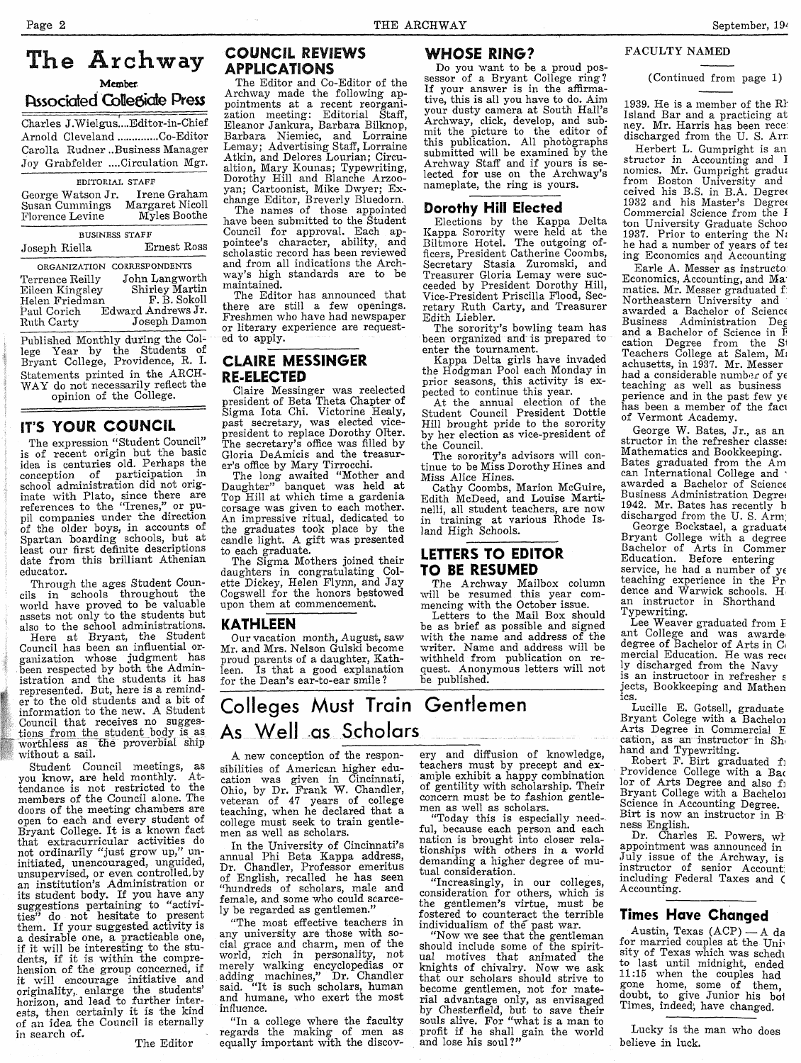# The Archway

Member

Associated Collegiate Press

Charles J. Wielgus....Editor-in-Chief
Arnold Cleveland ..............Co-Editor
Carolla Rudner ..Business Manager
Joy Grabfelder ....Circulation Mgr.

EDITORIAL STAFF

George Watson Jr. — Irene Graham
Susan Cummings — Margaret Nicoll
Florence Levine — Myles Boothe

BUSINESS STAFF

Joseph Riella — Ernest Ross

ORGANIZATION CORRESPONDENTS

Terrence Reilly — John Langworth
Eileen Kingsley — Shirley Martin
Helen Friedman — F. B. Sokoll
Paul Corich — Edward Andrews Jr.
Ruth Carty — Joseph Damon

Published Monthly during the College Year by the Students of Bryant College, Providence, R. I.

Statements printed in the ARCHWAY do not necessarily reflect the opinion of the College.

## IT'S YOUR COUNCIL

The expression "Student Council" is of recent origin but the basic idea is centuries old. Perhaps the conception of participation in school administration did not originate with Plato, since there are references to the "Irenes," or pupil companies under the direction of the older boys, in accounts of Spartan boarding schools, but at least our first definite descriptions date from this brilliant Athenian educator.

Through the ages Student Councils in schools throughout the world have proved to be valuable assets not only to the students but also to the school administrations.

Here at Bryant, the Student Council has been an influential organization whose judgment has been respected by both the Administration and the students it has represented. But, here is a reminder to the old students and a bit of information to the new. A Student Council that receives no suggestions from the student body is as worthless as the proverbial ship without a sail.

Student Council meetings, as you know, are held monthly. Attendance is not restricted to the members of the Council alone. The doors of the meeting chambers are open to each and every student of Bryant College. It is a known fact that extracurricular activities do not ordinarily "just grow up," uninitiated, unencouraged, unguided, unsupervised, or even controlled by an institution's Administration or its student body. If you have any suggestions pertaining to "activities" do not hesitate to present them. If your suggested activity is a desirable one, a practicable one, if it will be interesting to the students, if it is within the comprehension of the group concerned, if it will encourage initiative and originality, enlarge the students' horizon, and lead to further interests, then certainly it is the kind of an idea the Council is eternally in search of.

The Editor

## COUNCIL REVIEWS APPLICATIONS

The Editor and Co-Editor of the Archway made the following appointments at a recent reorganization meeting: Editorial Staff, Eleanor Jankura, Barbara Bilknop, Barbara Niemiec, and Lorraine Lemay; Advertising Staff, Lorraine Atkin, and Delores Lourian; Circulation, Mary Kounas; Typewriting, Dorothy Hill and Blanche Arzooyan; Cartoonist, Mike Dwyer; Exchange Editor, Breverly Bluedorn.

The names of those appointed have been submitted to the Student Council for approval. Each appointee's character, ability, and scholastic record has been reviewed and from all indications the Archway's high standards are to be maintained.

The Editor has announced that there are still a few openings. Freshmen who have had newspaper or literary experience are requested to apply.

## CLAIRE MESSINGER RE-ELECTED

Claire Messinger was reelected president of Beta Theta Chapter of Sigma Iota Chi. Victorine Healy, past secretary, was elected vice-president to replace Dorothy Olter. The secretary's office was filled by Gloria DeAmicis and the treasurer's office by Mary Tirrocchi.

The long awaited "Mother and Daughter" banquet was held at Top Hill at which time a gardenia corsage was given to each mother. An impressive ritual, dedicated to the graduates took place by the candle light. A gift was presented to each graduate.

The Sigma Mothers joined their daughters in congratulating Colette Dickey, Helen Flynn, and Jay Cogswell for the honors bestowed upon them at commencement.

## KATHLEEN

Our vacation month, August, saw Mr. and Mrs. Nelson Gulski become proud parents of a daughter, Kathleen. Is that a good explanation for the Dean's ear-to-ear smile?

## WHOSE RING?

Do you want to be a proud possessor of a Bryant College ring? If your answer is in the affirmative, this is all you have to do. Aim your dusty camera at South Hall's Archway, click, develop, and submit the picture to the editor of this publication. All photographs submitted will be examined by the Archway Staff and if yours is selected for use on the Archway's nameplate, the ring is yours.

## Dorothy Hill Elected

Elections by the Kappa Delta Kappa Sorority were held at the Biltmore Hotel. The outgoing officers, President Catherine Coombs, Secretary Stasia Zuromski, and Treasurer Gloria Lemay were succeeded by President Dorothy Hill, Vice-President Priscilla Flood, Secretary Ruth Carty, and Treasurer Edith Liebler.

The sorority's bowling team has been organized and is prepared to enter the tournament.

Kappa Delta girls have invaded the Hodgman Pool each Monday in prior seasons, this activity is expected to continue this year.

At the annual election of the Student Council President Dottie Hill brought pride to the sorority by her election as vice-president of the Council.

The sorority's advisors will continue to be Miss Dorothy Hines and Miss Alice Hines.

Cathy Coombs, Marion McGuire, Edith McDeed, and Louise Martinelli, all student teachers, are now in training at various Rhode Island High Schools.

## LETTERS TO EDITOR TO BE RESUMED

The Archway Mailbox column will be resumed this year commencing with the October issue.

Letters to the Mail Box should be as brief as possible and signed with the name and address of the writer. Name and address will be withheld from publication on request. Anonymous letters will not be published.

## FACULTY NAMED

(Continued from page 1)

1939. He is a member of the Rh Island Bar and a practicing at ney. Mr. Harris has been rece discharged from the U. S. Arm

Herbert L. Gumpright is an structor in Accounting and I nomics. Mr. Gumpright gradua from Boston University and ceived his B.S. in B.A. Degree 1932 and his Master's Degree Commercial Science from the I ton University Graduate Schoo 1937. Prior to entering the Na he had a number of years of tea ing Economics and Accounting

Earle A. Messer as instructo Economics, Accounting, and Ma matics. Mr. Messer graduated f Northeastern University and awarded a Bachelor of Science Business Administration Deg and a Bachelor of Science in E cation Degree from the St Teachers College at Salem, M achusetts, in 1937. Mr. Messer had a considerable number of ye teaching as well as business perience and in the past few ye has been a member of the facu of Vermont Academy.

George W. Bates, Jr., as an structor in the refresher classes Mathematics and Bookkeeping. Bates graduated from the Am can International College and awarded a Bachelor of Science Business Administration Degree 1942. Mr. Bates has recently b discharged from the U. S. Arm

George Bockstael, a graduate Bryant College with a degree Bachelor of Arts in Commer Education. Before entering service, he had a number of ye teaching experience in the Pr dence and Warwick schools. H an instructor in Shorthand Typewriting.

Lee Weaver graduated from B ant College and was awarde degree of Bachelor of Arts in C mercial Education. He was rec ly discharged from the Navy is an instructor in refresher s jects, Bookkeeping and Mathem ics.

Lucille E. Gotsell, graduate Bryant Colege with a Bachelor Arts Degree in Commercial E cation, as an instructor in Sh hand and Typewriting.

Robert F. Birt graduated fr Providence College with a Bac lor of Arts Degree and also fr Bryant College with a Bachelor Science in Accounting Degree. Birt is now an instructor in B ness English.

Dr. Charles E. Powers, wh appointment was announced in July issue of the Archway, is instructor of senior Account including Federal Taxes and C Accounting.

# Colleges Must Train Gentlemen As Well as Scholars

A new conception of the responsibilities of American higher education was given in Cincinnati, Ohio, by Dr. Frank W. Chandler, veteran of 47 years of college teaching, when he declared that a college must seek to train gentlemen as well as scholars.

In the University of Cincinnati's annual Phi Beta Kappa address, Dr. Chandler, Professor emeritus of English, recalled he has seen "hundreds of scholars, male and female, and some who could scarcely be regarded as gentlemen."

"The most effective teachers in any university are those with social grace and charm, men of the world, rich in personality, not merely walking encyclopedias or adding machines," Dr. Chandler said. "It is such scholars, human and humane, who exert the most influence.

"In a college where the faculty regards the making of men as equally important with the discovery and diffusion of knowledge, teachers must by precept and example exhibit a happy combination of gentility with scholarship. Their concern must be to fashion gentlemen as well as scholars.

"Today this is especially needful, because each person and each nation is brought into closer relationships with others in a world demanding a higher degree of mutual consideration.

"Increasingly, in our colleges, consideration for others, which is the gentlemen's virtue, must be fostered to counteract the terrible individualism of the past war.

"Now we see that the gentleman should include some of the spiritual motives that animated the knights of chivalry. Now we ask that our scholars should strive to become gentlemen, not for material advantage only, as envisaged by Chesterfield, but to save their souls alive. For 'what is a man to profit if he shall gain the world and lose his soul?'"

## Times Have Changed

Austin, Texas (ACP) — A da for married couples at the Univ sity of Texas which was schedu to last until midnight, ended 11:15 when the couples had gone home, some of them, doubt, to give Junior his bot Times, indeed, have changed.

Lucky is the man who does believe in luck.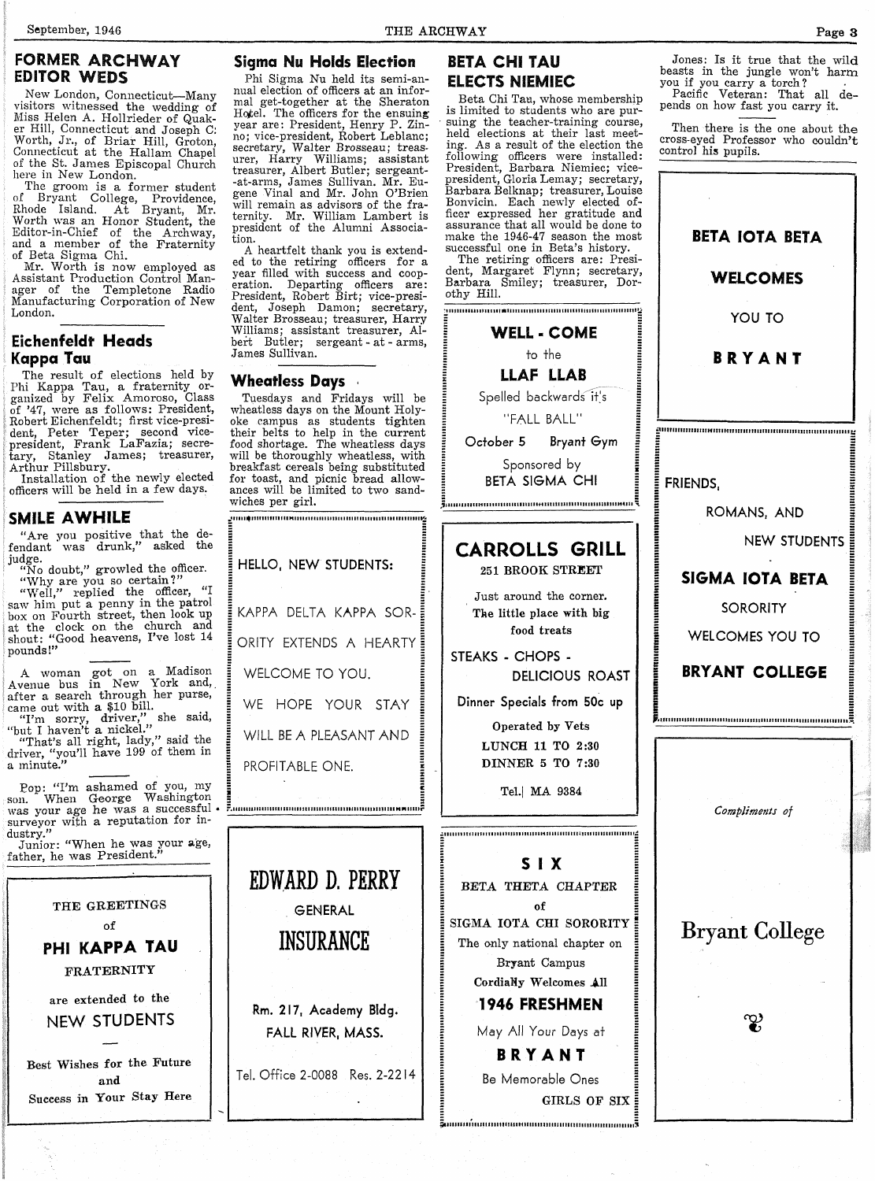## FORMER ARCHWAY EDITOR WEDS

New London, Connecticut—Many visitors witnessed the wedding of Miss Helen A. Hollrieder of Quaker Hill, Connecticut and Joseph C. Worth, Jr., of Briar Hill, Groton, Connecticut at the Hallam Chapel of the St. James Episcopal Church here in New London.

The groom is a former student of Bryant College, Providence, Rhode Island. At Bryant, Mr. Worth was an Honor Student, the Editor-in-Chief of the Archway, and a member of the Fraternity of Beta Sigma Chi.

Mr. Worth is now employed as Assistant Production Control Manager of the Templetone Radio Manufacturing Corporation of New London.

## Eichenfeldt Heads Kappa Tau

The result of elections held by Phi Kappa Tau, a fraternity organized by Felix Amoroso, Class of '47, were as follows: President, Robert Eichenfeldt; first vice-president, Peter Teper; second vice-president, Frank LaFazia; secretary, Stanley James; treasurer, Arthur Pillsbury.

Installation of the newly elected officers will be held in a few days.

## SMILE AWHILE

"Are you positive that the defendant was drunk," asked the judge.

"No doubt," growled the officer.

"Why are you so certain?"

"Well," replied the officer, "I saw him put a penny in the patrol box on Fourth street, then look up at the clock on the church and shout: "Good heavens, I've lost 14 pounds!"

A woman got on a Madison Avenue bus in New York and, after a search through her purse, came out with a $10 bill.

"I'm sorry, driver," she said, "but I haven't a nickel."

"That's all right, lady," said the driver, "you'll have 199 of them in a minute."

Pop: "I'm ashamed of you, my son. When George Washington was your age he was a successful surveyor with a reputation for industry."

Junior: "When he was your age, father, he was President."

Jones: Is it true that the wild beasts in the jungle won't harm you if you carry a torch?

Pacific Veteran: That all depends on how fast you carry it.

Then there is the one about the cross-eyed Professor who couldn't control his pupils.

---

THE GREETINGS

of

**PHI KAPPA TAU**

FRATERNITY

are extended to the

NEW STUDENTS

Best Wishes for the Future and Success in Your Stay Here

---

## Sigma Nu Holds Election

Phi Sigma Nu held its semi-annual election of officers at an informal get-together at the Sheraton Hotel. The officers for the ensuing year are: President, Henry P. Zinno; vice-president, Robert Leblanc; secretary, Walter Brosseau; treasurer, Harry Williams; assistant treasurer, Albert Butler; sergeant-at-arms, James Sullivan. Mr. Eugene Vinal and Mr. John O'Brien will remain as advisors of the fraternity. Mr. William Lambert is president of the Alumni Association.

A heartfelt thank you is extended to the retiring officers for a year filled with success and cooperation. Departing officers are: President, Robert Birt; vice-president, Joseph Damon; secretary, Walter Brosseau; treasurer, Harry Williams; assistant treasurer, Albert Butler; sergeant-at-arms, James Sullivan.

## Wheatless Days

Tuesdays and Fridays will be wheatless days on the Mount Holyoke campus as students tighten their belts to help in the current food shortage. The wheatless days will be thoroughly wheatless, with breakfast cereals being substituted for toast, and picnic bread allowances will be limited to two sandwiches per girl.

---

HELLO, NEW STUDENTS:

KAPPA DELTA KAPPA SORORITY EXTENDS A HEARTY WELCOME TO YOU.

WE HOPE YOUR STAY WILL BE A PLEASANT AND PROFITABLE ONE.

---

**EDWARD D. PERRY**

GENERAL

**INSURANCE**

Rm. 217, Academy Bldg.

FALL RIVER, MASS.

Tel. Office 2-0088 Res. 2-2214

---

## BETA CHI TAU ELECTS NIEMIEC

Beta Chi Tau, whose membership is limited to students who are pursuing the teacher-training course, held elections at their last meeting. As a result of the election the following officers were installed: President, Barbara Niemiec; vice-president, Gloria Lemay; secretary, Barbara Belknap; treasurer, Louise Bonvicin. Each newly elected officer expressed her gratitude and assurance that all would be done to make the 1946-47 season the most successful one in Beta's history.

The retiring officers are: President, Margaret Flynn; secretary, Barbara Smiley; treasurer, Dorothy Hill.

---

**WELL - COME**

to the

**LLAF LLAB**

Spelled backwards it's

"FALL BALL"

October 5 Bryant Gym

Sponsored by

BETA SIGMA CHI

---

**CARROLLS GRILL**

251 BROOK STREET

Just around the corner.

**The little place with big food treats**

STEAKS - CHOPS - DELICIOUS ROAST

Dinner Specials from 50c up

**Operated by Vets**

**LUNCH 11 TO 2:30**

**DINNER 5 TO 7:30**

Tel. MA 9384

---

**SIX**

BETA THETA CHAPTER

of

SIGMA IOTA CHI SORORITY

The only national chapter on Bryant Campus

Cordially Welcomes All

**1946 FRESHMEN**

May All Your Days at

**BRYANT**

Be Memorable Ones

GIRLS OF SIX

---

**BETA IOTA BETA**

**WELCOMES**

YOU TO

**BRYANT**

---

FRIENDS,

ROMANS, AND

NEW STUDENTS

**SIGMA IOTA BETA**

SORORITY

WELCOMES YOU TO

**BRYANT COLLEGE**

---

*Compliments of*

Bryant College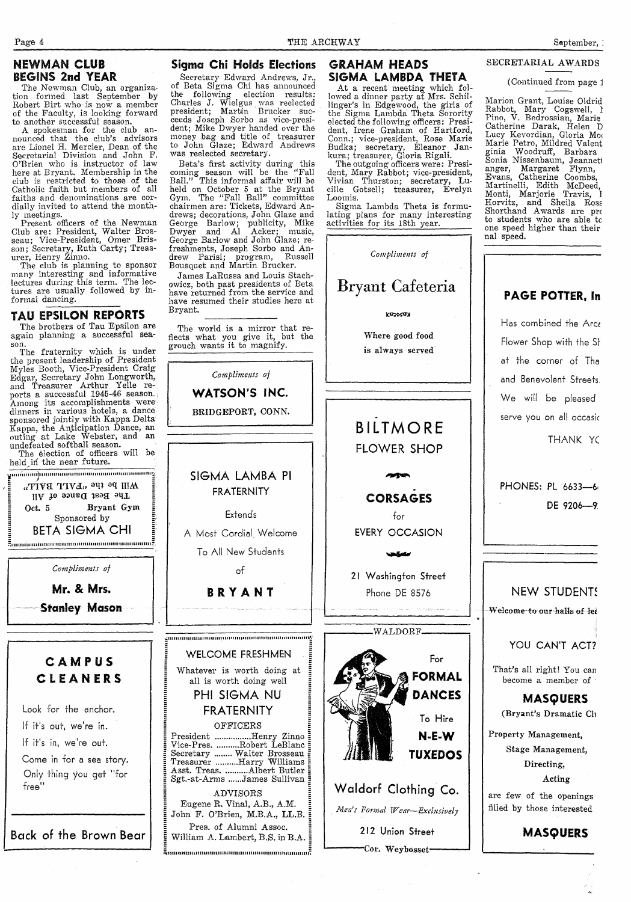## NEWMAN CLUB BEGINS 2nd YEAR

The Newman Club, an organization formed last September by Robert Birt who is now a member of the Faculty, is looking forward to another successful season.

A spokesman for the club announced that the club's advisors are Lionel H. Mercier, Dean of the Secretarial Division and John F. O'Brien who is instructor of law here at Bryant. Membership in the club is restricted to those of the Catholic faith but members of all faiths and denominations are cordially invited to attend the monthly meetings.

Present officers of the Newman Club are: President, Walter Brosseau; Vice-President, Omer Brisson; Secretary, Ruth Carty; Treasurer, Henry Zinno.

The club is planning to sponsor many interesting and informative lectures during this term. The lectures are usually followed by informal dancing.

## TAU EPSILON REPORTS

The brothers of Tau Epsilon are again planning a successful season.

The fraternity which is under the present leadership of President Myles Booth, Vice-President Craig Edgar, Secretary John Longworth, and Treasurer Arthur Yelle reports a successful 1945-46 season. Among its accomplishments were dinners in various hotels, a dance sponsored jointly with Kappa Delta Kappa, the Anticipation Dance, an outing at Lake Webster, and an undefeated softball season.

The election of officers will be held in the near future.

---

The Best Dance of All
Will be the "FALL BALL"
Oct. 5 Bryant Gym
Sponsored by
BETA SIGMA CHI

---

*Compliments of*

**Mr. & Mrs. Stanley Mason**

---

**CAMPUS CLEANERS**

Look for the anchor.
If it's out, we're in.
If it's in, we're out.
Come in for a sea story.
Only thing you get "for free"

**Back of the Brown Bear**

---

## Sigma Chi Holds Elections

Secretary Edward Andrews, Jr., of Beta Sigma Chi has announced the following election results: Charles J. Wielgus was reelected president; Martin Brucker succeeds Joseph Sorbo as vice-president; Mike Dwyer handed over the money bag and title of treasurer to John Glaze; Edward Andrews was reelected secretary.

Beta's first activity during this coming season will be the "Fall Ball." This informal affair will be held on October 5 at the Bryant Gym. The "Fall Ball" committee chairmen are: Tickets, Edward Andrews; decorations, John Glaze and George Barlow; publicity, Mike Dwyer and Al Acker; music, George Barlow and John Glaze; refreshments, Joseph Sorbo and Andrew Parisi; program, Russell Bousquet and Martin Brucker.

James LaRussa and Louis Stachowicz, both past presidents of Beta have returned from the service and have resumed their studies here at Bryant.

---

The world is a mirror that reflects what you give it, but the grouch wants it to magnify.

---

*Compliments of*

**WATSON'S INC.**

BRIDGEPORT, CONN.

---

SIGMA LAMBA PI
FRATERNITY

Extends
A Most Cordial Welcome
To All New Students
of
**BRYANT**

---

WELCOME FRESHMEN

Whatever is worth doing at all is worth doing well

PHI SIGMA NU
FRATERNITY

OFFICERS

President ................Henry Zinno
Vice-Pres. ..........Robert LeBlanc
Secretary ........ Walter Brosseau
Treasurer ..........Harry Williams
Asst. Treas. ..........Albert Butler
Sgt.-at-Arms ......James Sullivan

ADVISORS

Eugene R. Vinal, A.B., A.M.
John F. O'Brien, M.B.A., LL.B.

Pres. of Alumni Assoc.
William A. Lambert, B.S. in B.A.

---

## GRAHAM HEADS SIGMA LAMBDA THETA

At a recent meeting which followed a dinner party at Mrs. Schillinger's in Edgewood, the girls of the Sigma Lambda Theta Sorority elected the following officers: President, Irene Graham of Hartford, Conn.; vice-president, Rose Marie Budka; secretary, Eleanor Jankura; treasurer, Gloria Rigali.

The outgoing officers were: President, Mary Rabbot; vice-president, Vivian Thurston; secretary, Lucille Gotsell; treasurer, Evelyn Loomis.

Sigma Lambda Theta is formulating plans for many interesting activities for its 18th year.

---

*Compliments of*

Bryant Cafeteria

Where good food is always served

---

BILTMORE FLOWER SHOP

**CORSAGES**
for
EVERY OCCASION

21 Washington Street
Phone DE 8576

---

WALDORF

For **FORMAL DANCES**
To Hire
**N-E-W TUXEDOS**

Waldorf Clothing Co.

*Men's Formal Wear—Exclusively*

212 Union Street
Cor. Weybosset

---

SECRETARIAL AWARDS

(Continued from page 1

Marion Grant, Louise Oldrid Rabbot, Mary Cogswell, I Pino, V. Bedrossian, Marie Catherine Darak, Helen D Lucy Kevordian, Gloria Mo Marie Petro, Mildred Valent ginia Woodruff, Barbara Sonia Nissenbaum, Jeanneti anger, Margaret Flynn, Evans, Catherine Coombs, Martinelli, Edith McDeed, Monti, Marjorie Travis, I Horvitz, and Sheila Ross Shorthand Awards are pre to students who are able to one speed higher than their nal speed.

---

**PAGE POTTER, In**

Has combined the Arca Flower Shop with the Sh at the corner of Tha and Benevolent Streets. We will be pleased serve you on all occasio

THANK YO

PHONES: PL 6633—6
DE 9206—9

---

NEW STUDENTS

Welcome to our halls of lea

YOU CAN'T ACT?

That's all right! You can become a member of

**MASQUERS**

(Bryant's Dramatic Cl

Property Management,
Stage Management,
Directing,
Acting

are few of the openings filled by those interested

**MASQUERS**